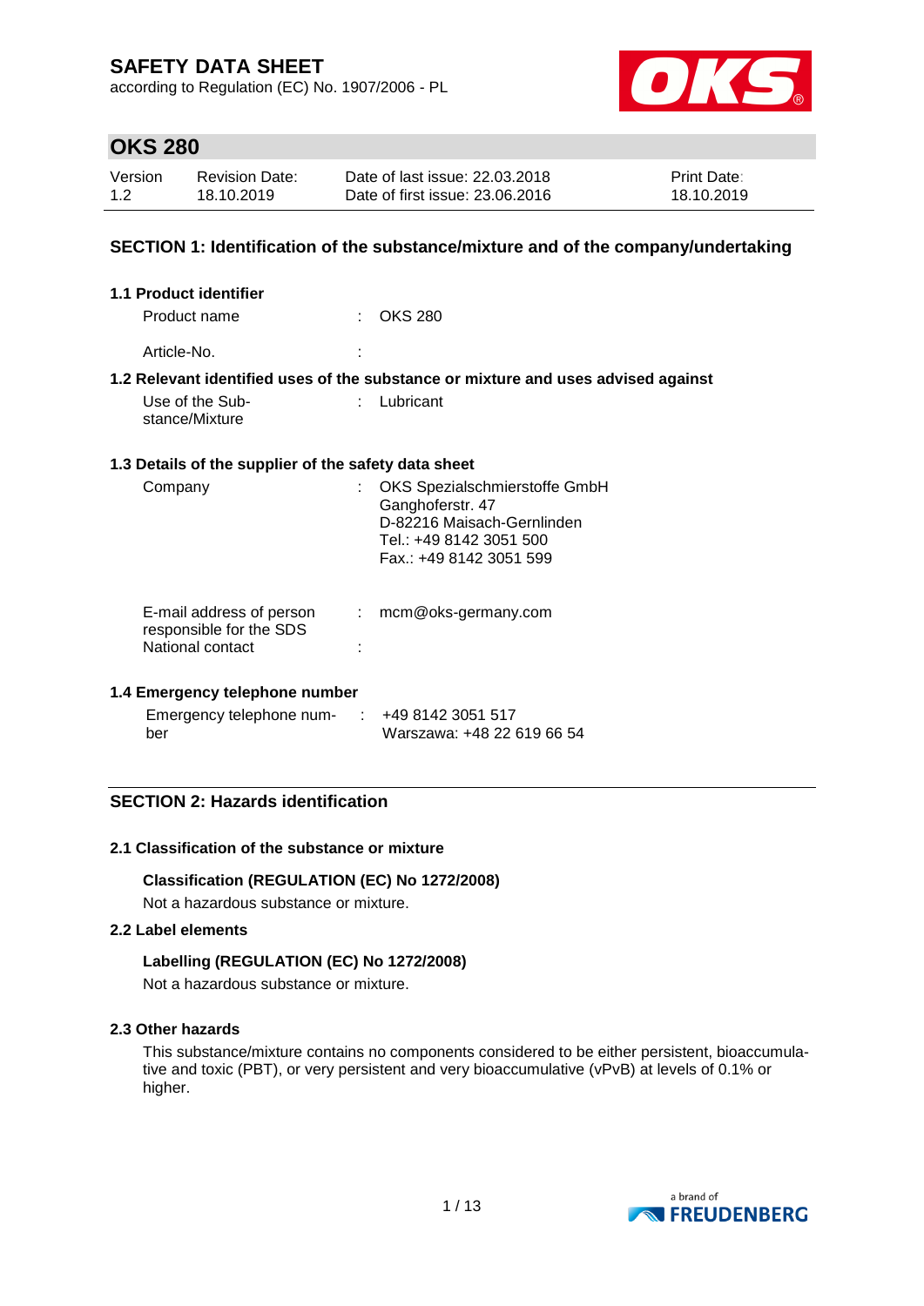# SAFETY DATA SHEET

according to Regulation (EC) No. 1907/2006 - PL

## OKS 280

| Version | Revision Date: | Date of last issue: 22.03.2018 | Print Date: |
|---|---|---|---|
| 1.2 | 18.10.2019 | Date of first issue: 23.06.2016 | 18.10.2019 |

## SECTION 1: Identification of the substance/mixture and of the company/undertaking

### 1.1 Product identifier

Product name : OKS 280

Article-No. :

### 1.2 Relevant identified uses of the substance or mixture and uses advised against

Use of the Substance/Mixture : Lubricant

### 1.3 Details of the supplier of the safety data sheet

Company : OKS Spezialschmierstoffe GmbH
Ganghoferstr. 47
D-82216 Maisach-Gernlinden
Tel.: +49 8142 3051 500
Fax.: +49 8142 3051 599

E-mail address of person responsible for the SDS : mcm@oks-germany.com

National contact :

### 1.4 Emergency telephone number

Emergency telephone number : +49 8142 3051 517
Warszawa: +48 22 619 66 54

## SECTION 2: Hazards identification

### 2.1 Classification of the substance or mixture

**Classification (REGULATION (EC) No 1272/2008)**

Not a hazardous substance or mixture.

### 2.2 Label elements

**Labelling (REGULATION (EC) No 1272/2008)**

Not a hazardous substance or mixture.

### 2.3 Other hazards

This substance/mixture contains no components considered to be either persistent, bioaccumulative and toxic (PBT), or very persistent and very bioaccumulative (vPvB) at levels of 0.1% or higher.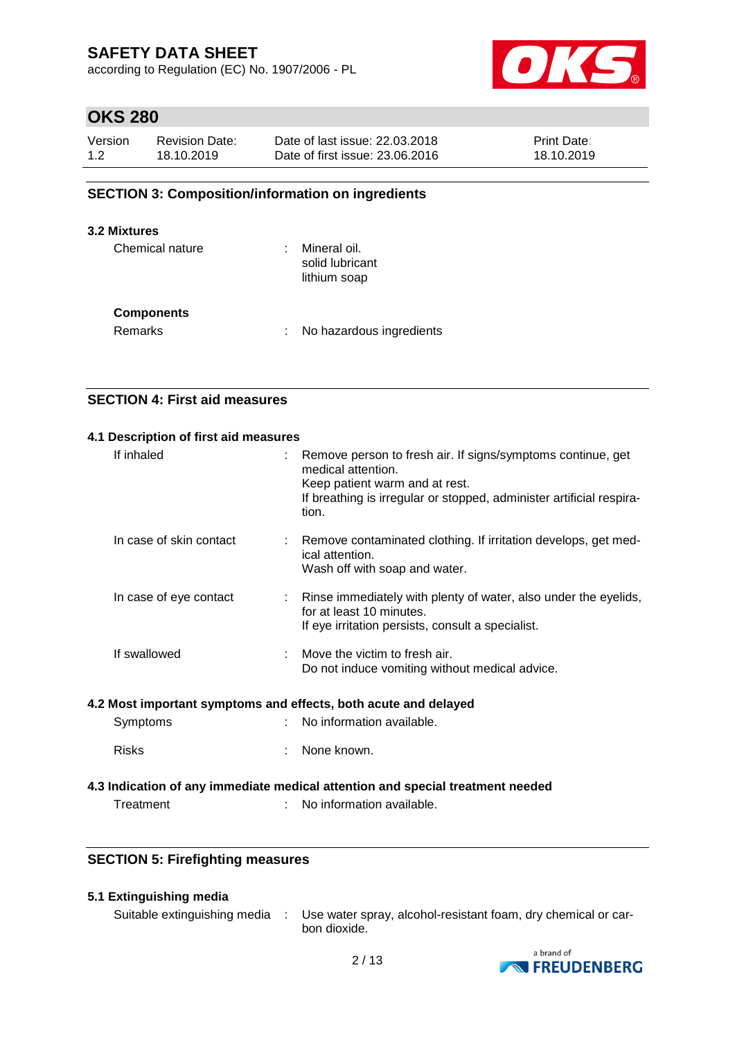## SECTION 3: Composition/information on ingredients

### 3.2 Mixtures

| | | |
|---|---|---|
| Chemical nature | : | Mineral oil.<br>solid lubricant<br>lithium soap |

**Components**

| | | |
|---|---|---|
| Remarks | : | No hazardous ingredients |

## SECTION 4: First aid measures

### 4.1 Description of first aid measures

| | | |
|---|---|---|
| If inhaled | : | Remove person to fresh air. If signs/symptoms continue, get medical attention.<br>Keep patient warm and at rest.<br>If breathing is irregular or stopped, administer artificial respiration. |
| In case of skin contact | : | Remove contaminated clothing. If irritation develops, get medical attention.<br>Wash off with soap and water. |
| In case of eye contact | : | Rinse immediately with plenty of water, also under the eyelids, for at least 10 minutes.<br>If eye irritation persists, consult a specialist. |
| If swallowed | : | Move the victim to fresh air.<br>Do not induce vomiting without medical advice. |

### 4.2 Most important symptoms and effects, both acute and delayed

| | | |
|---|---|---|
| Symptoms | : | No information available. |
| Risks | : | None known. |

### 4.3 Indication of any immediate medical attention and special treatment needed

| | | |
|---|---|---|
| Treatment | : | No information available. |

## SECTION 5: Firefighting measures

### 5.1 Extinguishing media

| | | |
|---|---|---|
| Suitable extinguishing media | : | Use water spray, alcohol-resistant foam, dry chemical or carbon dioxide. |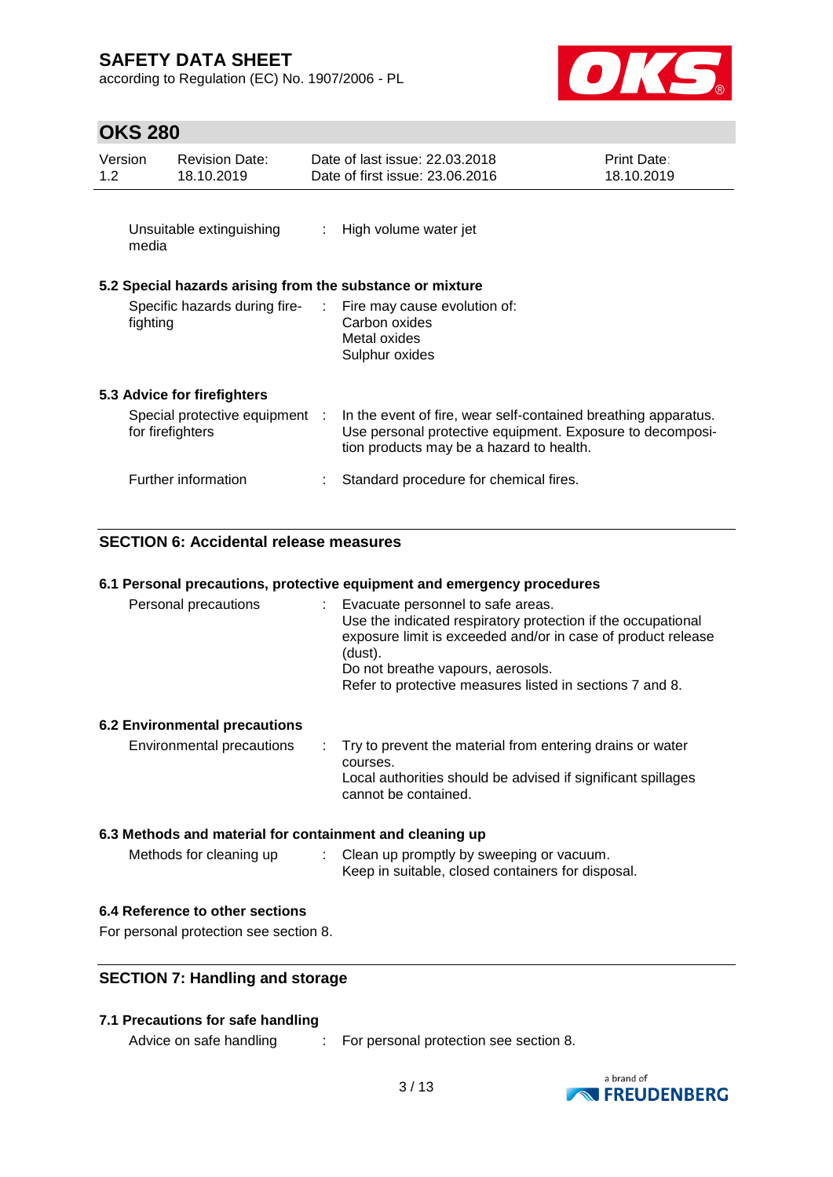| | | |
|---|---|---|
| Unsuitable extinguishing media | : | High volume water jet |

### 5.2 Special hazards arising from the substance or mixture

| | | |
|---|---|---|
| Specific hazards during fire-fighting | : | Fire may cause evolution of:<br>Carbon oxides<br>Metal oxides<br>Sulphur oxides |

### 5.3 Advice for firefighters

| | | |
|---|---|---|
| Special protective equipment for firefighters | : | In the event of fire, wear self-contained breathing apparatus. Use personal protective equipment. Exposure to decomposition products may be a hazard to health. |
| Further information | : | Standard procedure for chemical fires. |

## SECTION 6: Accidental release measures

### 6.1 Personal precautions, protective equipment and emergency procedures

| | | |
|---|---|---|
| Personal precautions | : | Evacuate personnel to safe areas.<br>Use the indicated respiratory protection if the occupational exposure limit is exceeded and/or in case of product release (dust).<br>Do not breathe vapours, aerosols.<br>Refer to protective measures listed in sections 7 and 8. |

### 6.2 Environmental precautions

| | | |
|---|---|---|
| Environmental precautions | : | Try to prevent the material from entering drains or water courses.<br>Local authorities should be advised if significant spillages cannot be contained. |

### 6.3 Methods and material for containment and cleaning up

| | | |
|---|---|---|
| Methods for cleaning up | : | Clean up promptly by sweeping or vacuum.<br>Keep in suitable, closed containers for disposal. |

### 6.4 Reference to other sections

For personal protection see section 8.

## SECTION 7: Handling and storage

### 7.1 Precautions for safe handling

| | | |
|---|---|---|
| Advice on safe handling | : | For personal protection see section 8. |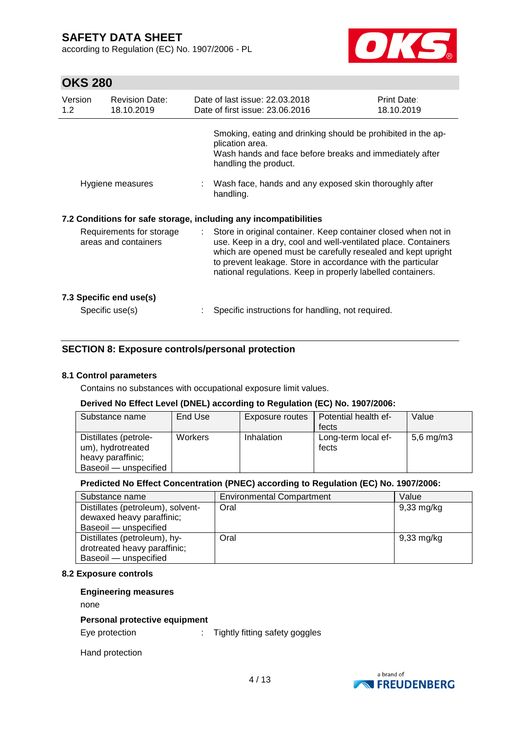Smoking, eating and drinking should be prohibited in the application area.
Wash hands and face before breaks and immediately after handling the product.

Hygiene measures : Wash face, hands and any exposed skin thoroughly after handling.

### 7.2 Conditions for safe storage, including any incompatibilities

Requirements for storage areas and containers : Store in original container. Keep container closed when not in use. Keep in a dry, cool and well-ventilated place. Containers which are opened must be carefully resealed and kept upright to prevent leakage. Store in accordance with the particular national regulations. Keep in properly labelled containers.

### 7.3 Specific end use(s)

Specific use(s) : Specific instructions for handling, not required.

## SECTION 8: Exposure controls/personal protection

### 8.1 Control parameters

Contains no substances with occupational exposure limit values.

**Derived No Effect Level (DNEL) according to Regulation (EC) No. 1907/2006:**

| Substance name | End Use | Exposure routes | Potential health effects | Value |
|---|---|---|---|---|
| Distillates (petroleum), hydrotreated heavy paraffinic; Baseoil — unspecified | Workers | Inhalation | Long-term local effects | 5,6 mg/m3 |

**Predicted No Effect Concentration (PNEC) according to Regulation (EC) No. 1907/2006:**

| Substance name | Environmental Compartment | Value |
|---|---|---|
| Distillates (petroleum), solvent-dewaxed heavy paraffinic; Baseoil — unspecified | Oral | 9,33 mg/kg |
| Distillates (petroleum), hydrotreated heavy paraffinic; Baseoil — unspecified | Oral | 9,33 mg/kg |

### 8.2 Exposure controls

**Engineering measures**

none

**Personal protective equipment**

Eye protection : Tightly fitting safety goggles

Hand protection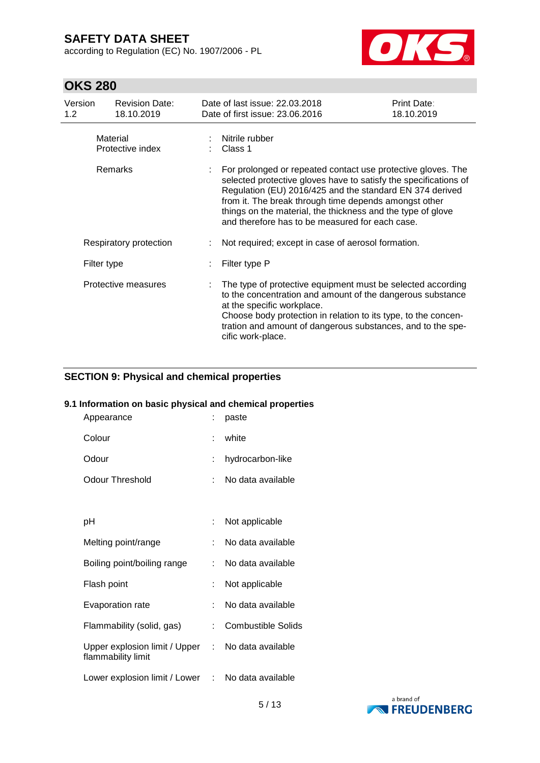| | | |
|---|---|---|
| Material | : | Nitrile rubber |
| Protective index | : | Class 1 |
| Remarks | : | For prolonged or repeated contact use protective gloves. The selected protective gloves have to satisfy the specifications of Regulation (EU) 2016/425 and the standard EN 374 derived from it. The break through time depends amongst other things on the material, the thickness and the type of glove and therefore has to be measured for each case. |
| Respiratory protection | : | Not required; except in case of aerosol formation. |
| Filter type | : | Filter type P |
| Protective measures | : | The type of protective equipment must be selected according to the concentration and amount of the dangerous substance at the specific workplace.<br>Choose body protection in relation to its type, to the concentration and amount of dangerous substances, and to the specific work-place. |

## SECTION 9: Physical and chemical properties

### 9.1 Information on basic physical and chemical properties

| | | |
|---|---|---|
| Appearance | : | paste |
| Colour | : | white |
| Odour | : | hydrocarbon-like |
| Odour Threshold | : | No data available |
| pH | : | Not applicable |
| Melting point/range | : | No data available |
| Boiling point/boiling range | : | No data available |
| Flash point | : | Not applicable |
| Evaporation rate | : | No data available |
| Flammability (solid, gas) | : | Combustible Solids |
| Upper explosion limit / Upper flammability limit | : | No data available |
| Lower explosion limit / Lower | : | No data available |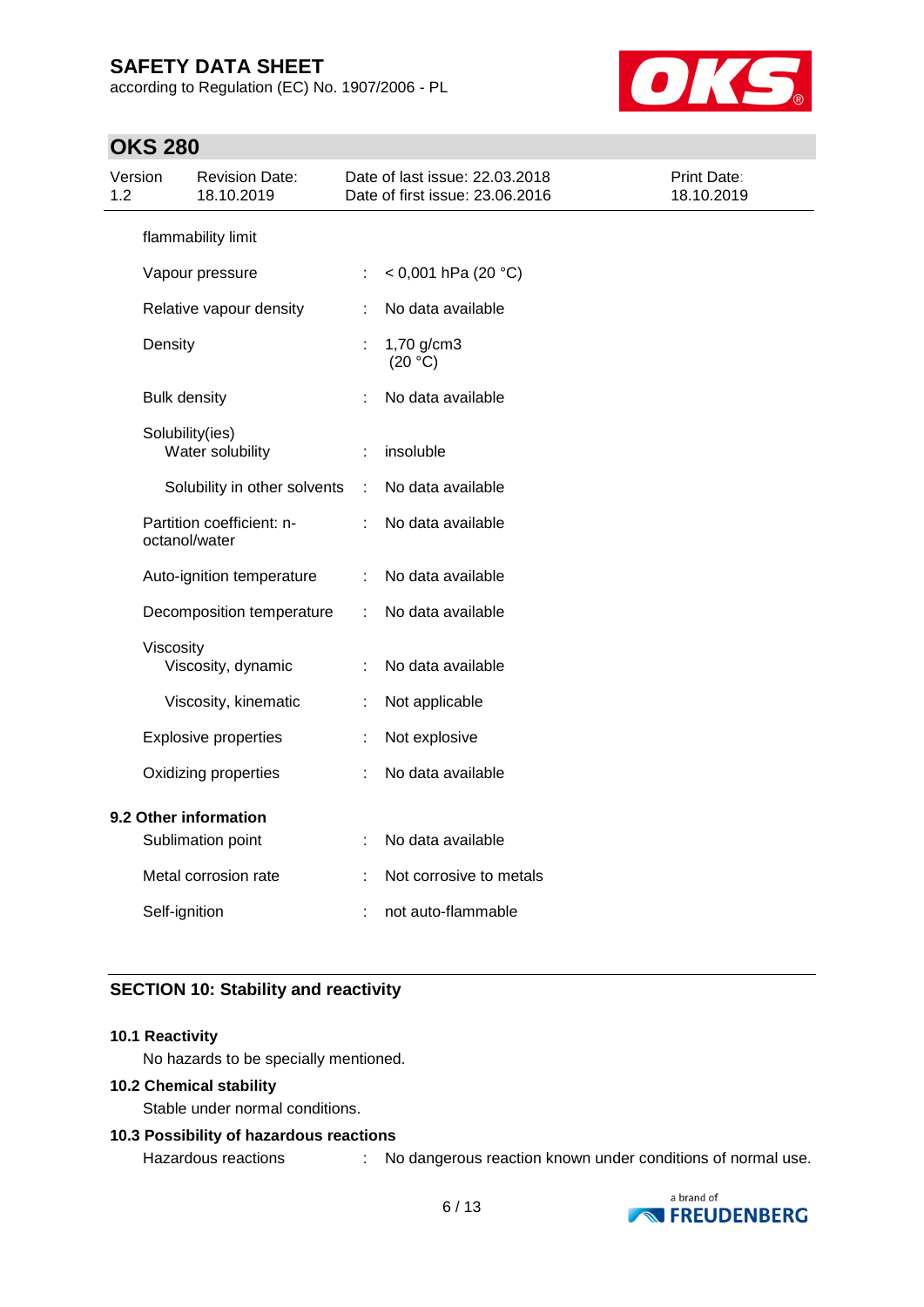flammability limit

| | | |
|---|---|---|
| Vapour pressure | : | < 0,001 hPa (20 °C) |
| Relative vapour density | : | No data available |
| Density | : | 1,70 g/cm3 (20 °C) |
| Bulk density | : | No data available |
| Solubility(ies) | | |
| Water solubility | : | insoluble |
| Solubility in other solvents | : | No data available |
| Partition coefficient: n-octanol/water | : | No data available |
| Auto-ignition temperature | : | No data available |
| Decomposition temperature | : | No data available |
| Viscosity | | |
| Viscosity, dynamic | : | No data available |
| Viscosity, kinematic | : | Not applicable |
| Explosive properties | : | Not explosive |
| Oxidizing properties | : | No data available |

**9.2 Other information**

| | | |
|---|---|---|
| Sublimation point | : | No data available |
| Metal corrosion rate | : | Not corrosive to metals |
| Self-ignition | : | not auto-flammable |

## SECTION 10: Stability and reactivity

**10.1 Reactivity**

No hazards to be specially mentioned.

**10.2 Chemical stability**

Stable under normal conditions.

**10.3 Possibility of hazardous reactions**

Hazardous reactions : No dangerous reaction known under conditions of normal use.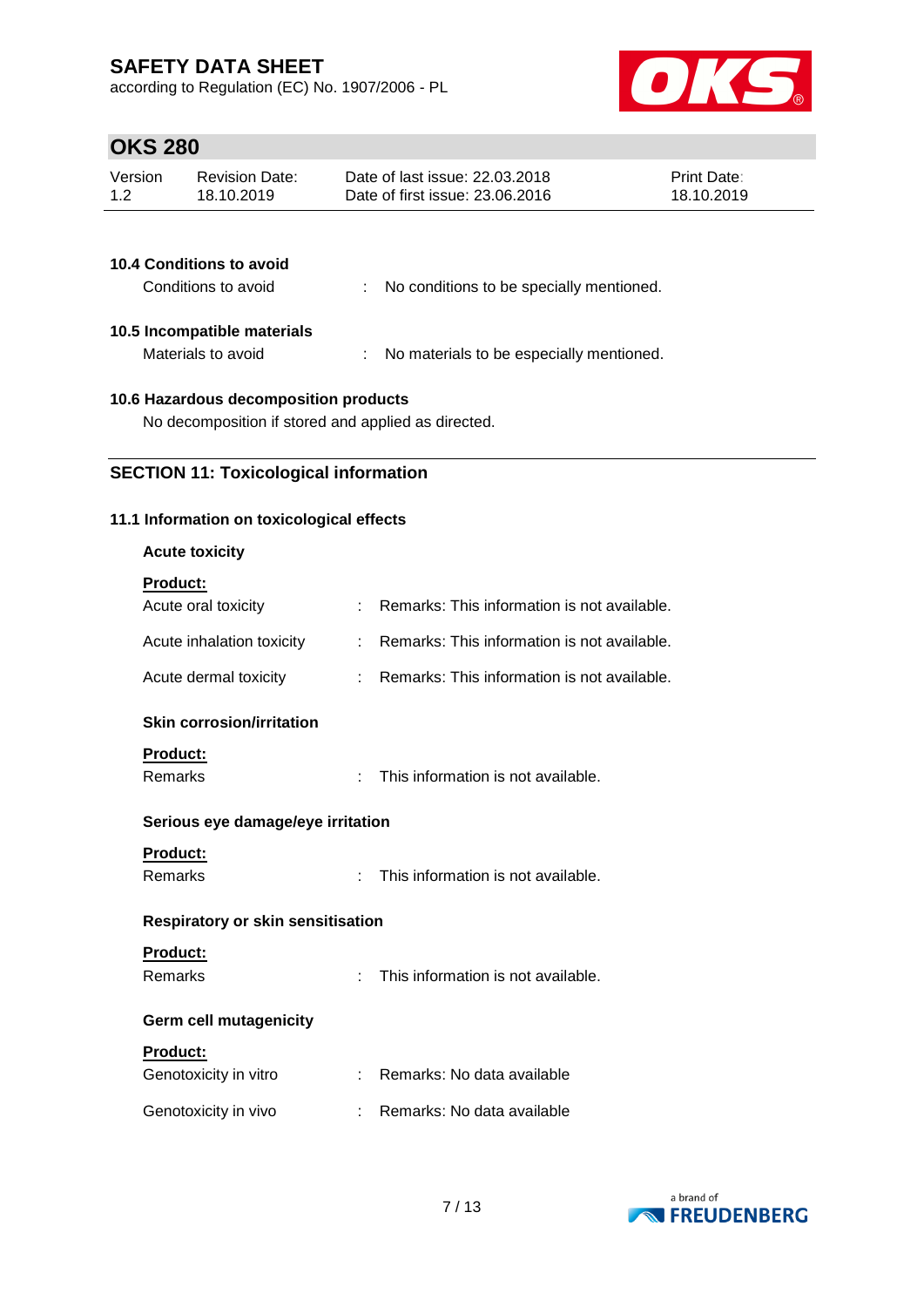### 10.4 Conditions to avoid

Conditions to avoid : No conditions to be specially mentioned.

### 10.5 Incompatible materials

Materials to avoid : No materials to be especially mentioned.

### 10.6 Hazardous decomposition products

No decomposition if stored and applied as directed.

## SECTION 11: Toxicological information

### 11.1 Information on toxicological effects

**Acute toxicity**

**Product:**

Acute oral toxicity : Remarks: This information is not available.

Acute inhalation toxicity : Remarks: This information is not available.

Acute dermal toxicity : Remarks: This information is not available.

**Skin corrosion/irritation**

**Product:**

Remarks : This information is not available.

**Serious eye damage/eye irritation**

**Product:**

Remarks : This information is not available.

**Respiratory or skin sensitisation**

**Product:**

Remarks : This information is not available.

**Germ cell mutagenicity**

**Product:**

Genotoxicity in vitro : Remarks: No data available

Genotoxicity in vivo : Remarks: No data available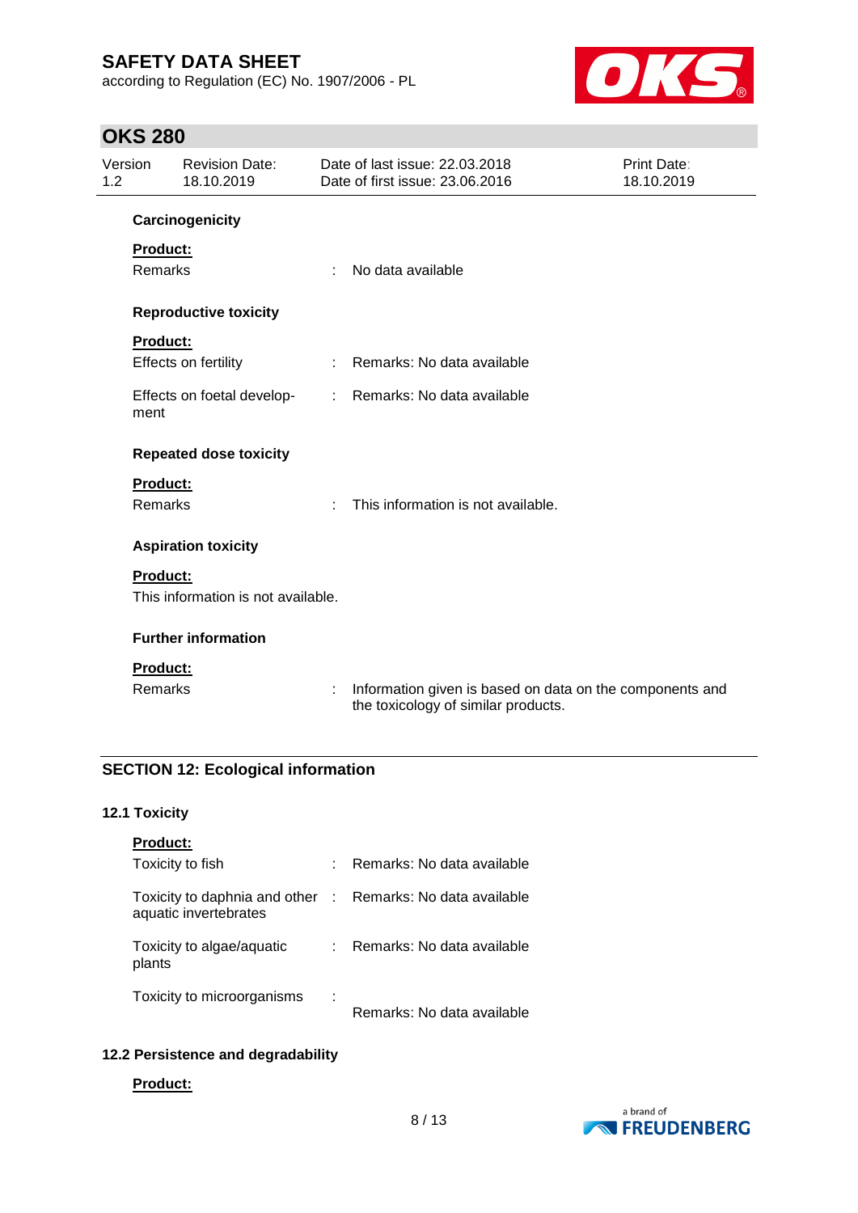**Carcinogenicity**

**Product:**

| | | |
|---|---|---|
| Remarks | : | No data available |

**Reproductive toxicity**

**Product:**

| | | |
|---|---|---|
| Effects on fertility | : | Remarks: No data available |
| Effects on foetal development | : | Remarks: No data available |

**Repeated dose toxicity**

**Product:**

| | | |
|---|---|---|
| Remarks | : | This information is not available. |

**Aspiration toxicity**

**Product:**

This information is not available.

**Further information**

**Product:**

| | | |
|---|---|---|
| Remarks | : | Information given is based on data on the components and the toxicology of similar products. |

## SECTION 12: Ecological information

### 12.1 Toxicity

**Product:**

| | | |
|---|---|---|
| Toxicity to fish | : | Remarks: No data available |
| Toxicity to daphnia and other aquatic invertebrates | : | Remarks: No data available |
| Toxicity to algae/aquatic plants | : | Remarks: No data available |
| Toxicity to microorganisms | : | Remarks: No data available |

### 12.2 Persistence and degradability

**Product:**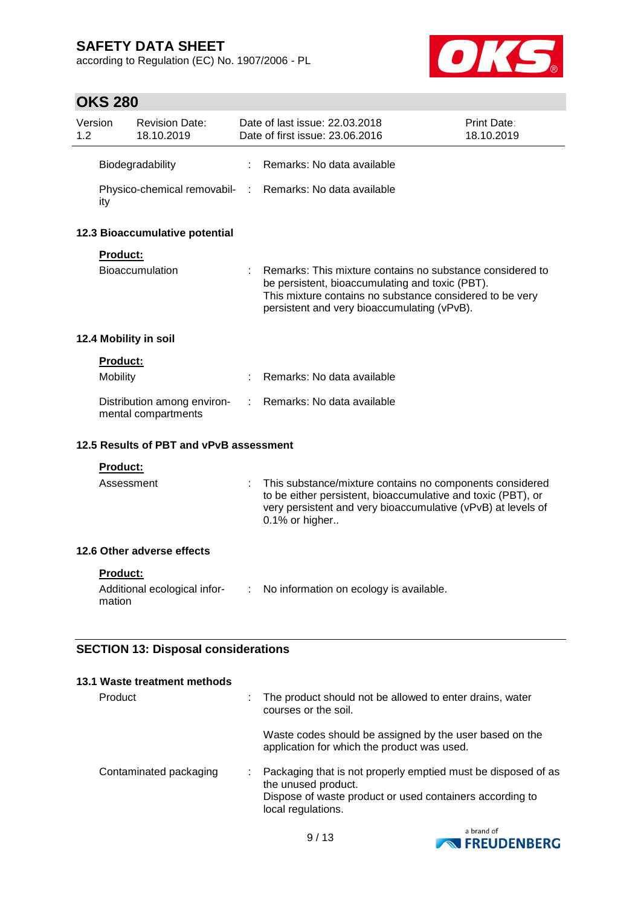| | | |
|---|---|---|
| Biodegradability | : | Remarks: No data available |
| Physico-chemical removability | : | Remarks: No data available |

### 12.3 Bioaccumulative potential

**Product:**

| | | |
|---|---|---|
| Bioaccumulation | : | Remarks: This mixture contains no substance considered to be persistent, bioaccumulating and toxic (PBT). This mixture contains no substance considered to be very persistent and very bioaccumulating (vPvB). |

### 12.4 Mobility in soil

**Product:**

| | | |
|---|---|---|
| Mobility | : | Remarks: No data available |
| Distribution among environmental compartments | : | Remarks: No data available |

### 12.5 Results of PBT and vPvB assessment

**Product:**

| | | |
|---|---|---|
| Assessment | : | This substance/mixture contains no components considered to be either persistent, bioaccumulative and toxic (PBT), or very persistent and very bioaccumulative (vPvB) at levels of 0.1% or higher.. |

### 12.6 Other adverse effects

**Product:**

| | | |
|---|---|---|
| Additional ecological information | : | No information on ecology is available. |

## SECTION 13: Disposal considerations

### 13.1 Waste treatment methods

| | | |
|---|---|---|
| Product | : | The product should not be allowed to enter drains, water courses or the soil.<br><br>Waste codes should be assigned by the user based on the application for which the product was used. |
| Contaminated packaging | : | Packaging that is not properly emptied must be disposed of as the unused product.<br>Dispose of waste product or used containers according to local regulations. |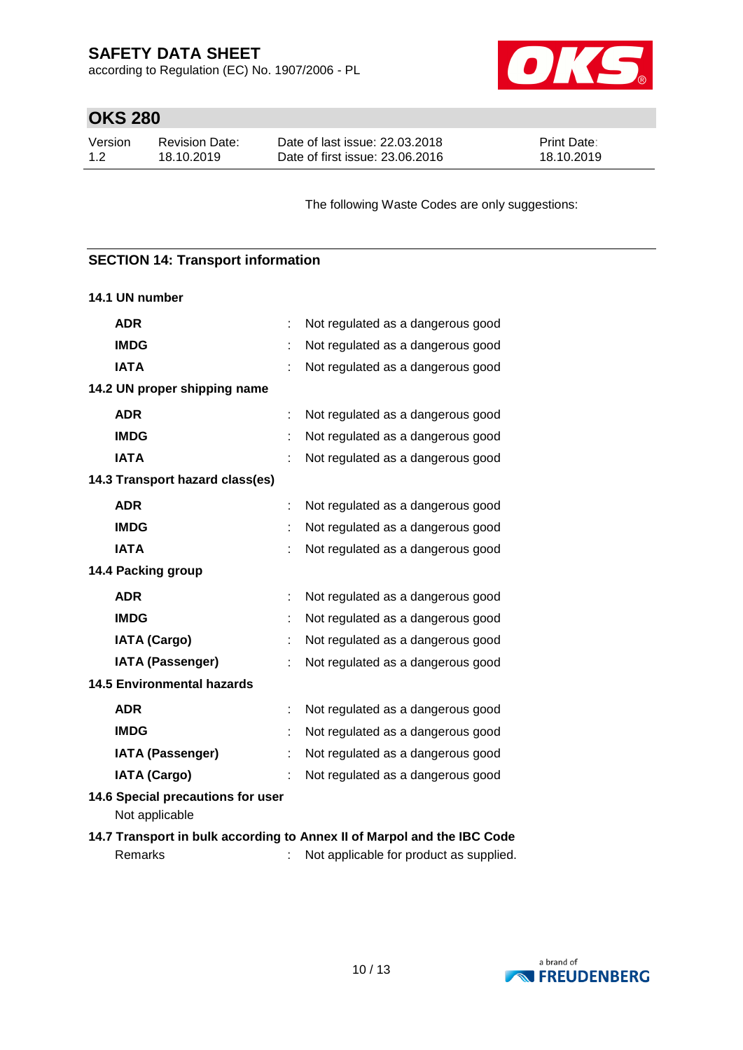The following Waste Codes are only suggestions:

## SECTION 14: Transport information

### 14.1 UN number

| | | |
|---|---|---|
| **ADR** | : | Not regulated as a dangerous good |
| **IMDG** | : | Not regulated as a dangerous good |
| **IATA** | : | Not regulated as a dangerous good |

### 14.2 UN proper shipping name

| | | |
|---|---|---|
| **ADR** | : | Not regulated as a dangerous good |
| **IMDG** | : | Not regulated as a dangerous good |
| **IATA** | : | Not regulated as a dangerous good |

### 14.3 Transport hazard class(es)

| | | |
|---|---|---|
| **ADR** | : | Not regulated as a dangerous good |
| **IMDG** | : | Not regulated as a dangerous good |
| **IATA** | : | Not regulated as a dangerous good |

### 14.4 Packing group

| | | |
|---|---|---|
| **ADR** | : | Not regulated as a dangerous good |
| **IMDG** | : | Not regulated as a dangerous good |
| **IATA (Cargo)** | : | Not regulated as a dangerous good |
| **IATA (Passenger)** | : | Not regulated as a dangerous good |

### 14.5 Environmental hazards

| | | |
|---|---|---|
| **ADR** | : | Not regulated as a dangerous good |
| **IMDG** | : | Not regulated as a dangerous good |
| **IATA (Passenger)** | : | Not regulated as a dangerous good |
| **IATA (Cargo)** | : | Not regulated as a dangerous good |

### 14.6 Special precautions for user

Not applicable

### 14.7 Transport in bulk according to Annex II of Marpol and the IBC Code

Remarks : Not applicable for product as supplied.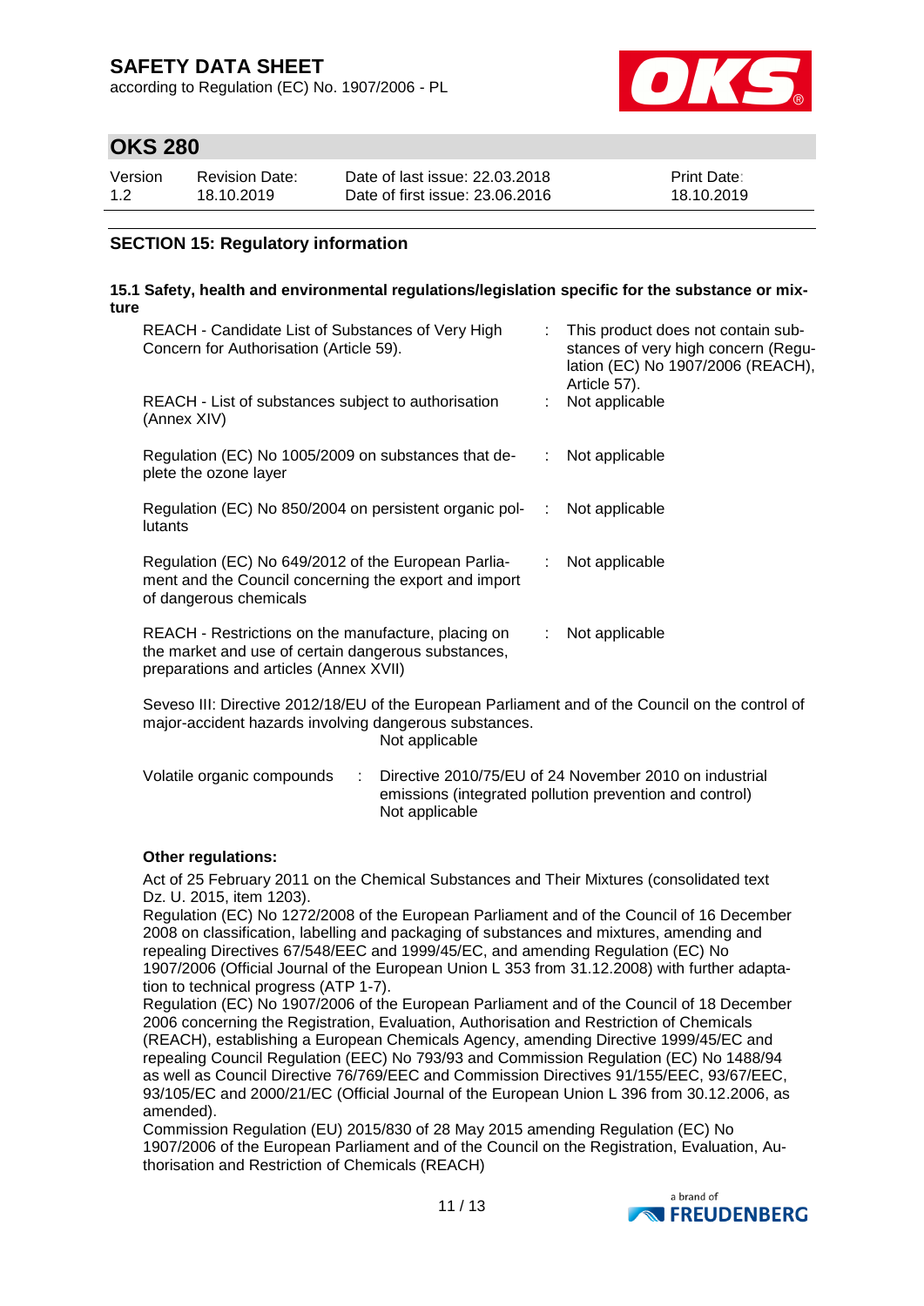## SECTION 15: Regulatory information

### 15.1 Safety, health and environmental regulations/legislation specific for the substance or mixture

| | | |
|---|---|---|
| REACH - Candidate List of Substances of Very High Concern for Authorisation (Article 59). | : | This product does not contain substances of very high concern (Regulation (EC) No 1907/2006 (REACH), Article 57). |
| REACH - List of substances subject to authorisation (Annex XIV) | : | Not applicable |
| Regulation (EC) No 1005/2009 on substances that deplete the ozone layer | : | Not applicable |
| Regulation (EC) No 850/2004 on persistent organic pollutants | : | Not applicable |
| Regulation (EC) No 649/2012 of the European Parliament and the Council concerning the export and import of dangerous chemicals | : | Not applicable |
| REACH - Restrictions on the manufacture, placing on the market and use of certain dangerous substances, preparations and articles (Annex XVII) | : | Not applicable |

Seveso III: Directive 2012/18/EU of the European Parliament and of the Council on the control of major-accident hazards involving dangerous substances.
Not applicable

Volatile organic compounds : Directive 2010/75/EU of 24 November 2010 on industrial emissions (integrated pollution prevention and control)
Not applicable

**Other regulations:**

Act of 25 February 2011 on the Chemical Substances and Their Mixtures (consolidated text Dz. U. 2015, item 1203).
Regulation (EC) No 1272/2008 of the European Parliament and of the Council of 16 December 2008 on classification, labelling and packaging of substances and mixtures, amending and repealing Directives 67/548/EEC and 1999/45/EC, and amending Regulation (EC) No 1907/2006 (Official Journal of the European Union L 353 from 31.12.2008) with further adaptation to technical progress (ATP 1-7).
Regulation (EC) No 1907/2006 of the European Parliament and of the Council of 18 December 2006 concerning the Registration, Evaluation, Authorisation and Restriction of Chemicals (REACH), establishing a European Chemicals Agency, amending Directive 1999/45/EC and repealing Council Regulation (EEC) No 793/93 and Commission Regulation (EC) No 1488/94 as well as Council Directive 76/769/EEC and Commission Directives 91/155/EEC, 93/67/EEC, 93/105/EC and 2000/21/EC (Official Journal of the European Union L 396 from 30.12.2006, as amended).
Commission Regulation (EU) 2015/830 of 28 May 2015 amending Regulation (EC) No 1907/2006 of the European Parliament and of the Council on the Registration, Evaluation, Authorisation and Restriction of Chemicals (REACH)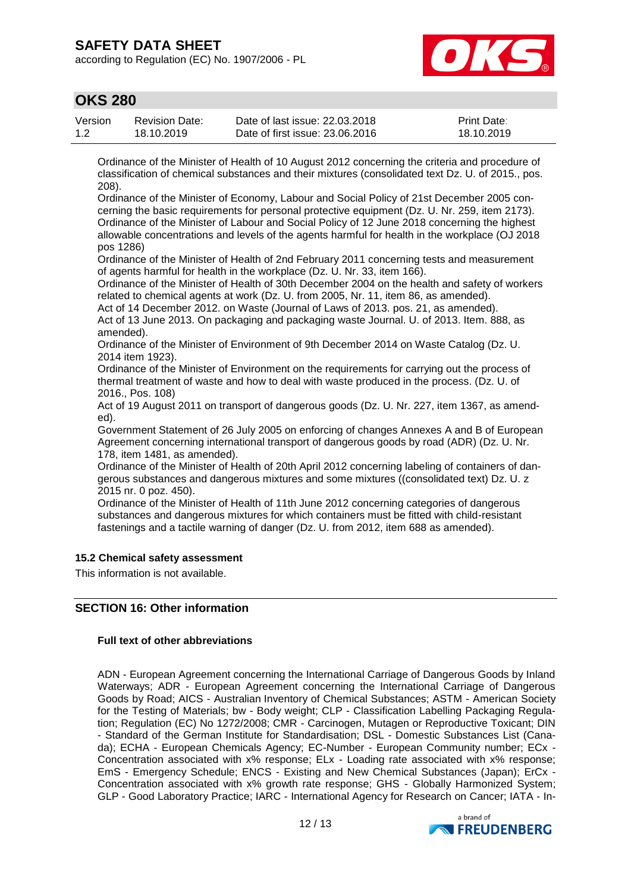Ordinance of the Minister of Health of 10 August 2012 concerning the criteria and procedure of classification of chemical substances and their mixtures (consolidated text Dz. U. of 2015., pos. 208).
Ordinance of the Minister of Economy, Labour and Social Policy of 21st December 2005 concerning the basic requirements for personal protective equipment (Dz. U. Nr. 259, item 2173).
Ordinance of the Minister of Labour and Social Policy of 12 June 2018 concerning the highest allowable concentrations and levels of the agents harmful for health in the workplace (OJ 2018 pos 1286)
Ordinance of the Minister of Health of 2nd February 2011 concerning tests and measurement of agents harmful for health in the workplace (Dz. U. Nr. 33, item 166).
Ordinance of the Minister of Health of 30th December 2004 on the health and safety of workers related to chemical agents at work (Dz. U. from 2005, Nr. 11, item 86, as amended).
Act of 14 December 2012. on Waste (Journal of Laws of 2013. pos. 21, as amended).
Act of 13 June 2013. On packaging and packaging waste Journal. U. of 2013. Item. 888, as amended).
Ordinance of the Minister of Environment of 9th December 2014 on Waste Catalog (Dz. U. 2014 item 1923).
Ordinance of the Minister of Environment on the requirements for carrying out the process of thermal treatment of waste and how to deal with waste produced in the process. (Dz. U. of 2016., Pos. 108)
Act of 19 August 2011 on transport of dangerous goods (Dz. U. Nr. 227, item 1367, as amended).
Government Statement of 26 July 2005 on enforcing of changes Annexes A and B of European Agreement concerning international transport of dangerous goods by road (ADR) (Dz. U. Nr. 178, item 1481, as amended).
Ordinance of the Minister of Health of 20th April 2012 concerning labeling of containers of dangerous substances and dangerous mixtures and some mixtures ((consolidated text) Dz. U. z 2015 nr. 0 poz. 450).
Ordinance of the Minister of Health of 11th June 2012 concerning categories of dangerous substances and dangerous mixtures for which containers must be fitted with child-resistant fastenings and a tactile warning of danger (Dz. U. from 2012, item 688 as amended).

### 15.2 Chemical safety assessment

This information is not available.

## SECTION 16: Other information

### Full text of other abbreviations

ADN - European Agreement concerning the International Carriage of Dangerous Goods by Inland Waterways; ADR - European Agreement concerning the International Carriage of Dangerous Goods by Road; AICS - Australian Inventory of Chemical Substances; ASTM - American Society for the Testing of Materials; bw - Body weight; CLP - Classification Labelling Packaging Regulation; Regulation (EC) No 1272/2008; CMR - Carcinogen, Mutagen or Reproductive Toxicant; DIN - Standard of the German Institute for Standardisation; DSL - Domestic Substances List (Canada); ECHA - European Chemicals Agency; EC-Number - European Community number; ECx - Concentration associated with x% response; ELx - Loading rate associated with x% response; EmS - Emergency Schedule; ENCS - Existing and New Chemical Substances (Japan); ErCx - Concentration associated with x% growth rate response; GHS - Globally Harmonized System; GLP - Good Laboratory Practice; IARC - International Agency for Research on Cancer; IATA - In-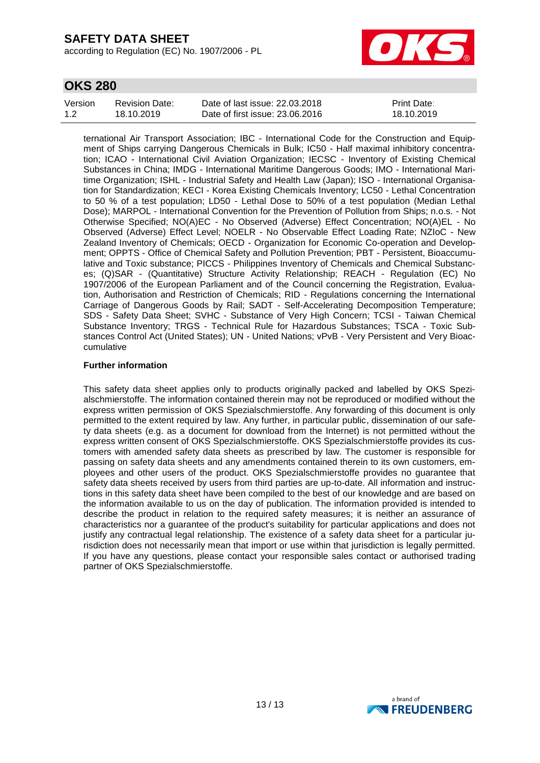ternational Air Transport Association; IBC - International Code for the Construction and Equipment of Ships carrying Dangerous Chemicals in Bulk; IC50 - Half maximal inhibitory concentration; ICAO - International Civil Aviation Organization; IECSC - Inventory of Existing Chemical Substances in China; IMDG - International Maritime Dangerous Goods; IMO - International Maritime Organization; ISHL - Industrial Safety and Health Law (Japan); ISO - International Organisation for Standardization; KECI - Korea Existing Chemicals Inventory; LC50 - Lethal Concentration to 50 % of a test population; LD50 - Lethal Dose to 50% of a test population (Median Lethal Dose); MARPOL - International Convention for the Prevention of Pollution from Ships; n.o.s. - Not Otherwise Specified; NO(A)EC - No Observed (Adverse) Effect Concentration; NO(A)EL - No Observed (Adverse) Effect Level; NOELR - No Observable Effect Loading Rate; NZIoC - New Zealand Inventory of Chemicals; OECD - Organization for Economic Co-operation and Development; OPPTS - Office of Chemical Safety and Pollution Prevention; PBT - Persistent, Bioaccumulative and Toxic substance; PICCS - Philippines Inventory of Chemicals and Chemical Substances; (Q)SAR - (Quantitative) Structure Activity Relationship; REACH - Regulation (EC) No 1907/2006 of the European Parliament and of the Council concerning the Registration, Evaluation, Authorisation and Restriction of Chemicals; RID - Regulations concerning the International Carriage of Dangerous Goods by Rail; SADT - Self-Accelerating Decomposition Temperature; SDS - Safety Data Sheet; SVHC - Substance of Very High Concern; TCSI - Taiwan Chemical Substance Inventory; TRGS - Technical Rule for Hazardous Substances; TSCA - Toxic Substances Control Act (United States); UN - United Nations; vPvB - Very Persistent and Very Bioaccumulative

**Further information**

This safety data sheet applies only to products originally packed and labelled by OKS Spezialschmierstoffe. The information contained therein may not be reproduced or modified without the express written permission of OKS Spezialschmierstoffe. Any forwarding of this document is only permitted to the extent required by law. Any further, in particular public, dissemination of our safety data sheets (e.g. as a document for download from the Internet) is not permitted without the express written consent of OKS Spezialschmierstoffe. OKS Spezialschmierstoffe provides its customers with amended safety data sheets as prescribed by law. The customer is responsible for passing on safety data sheets and any amendments contained therein to its own customers, employees and other users of the product. OKS Spezialschmierstoffe provides no guarantee that safety data sheets received by users from third parties are up-to-date. All information and instructions in this safety data sheet have been compiled to the best of our knowledge and are based on the information available to us on the day of publication. The information provided is intended to describe the product in relation to the required safety measures; it is neither an assurance of characteristics nor a guarantee of the product's suitability for particular applications and does not justify any contractual legal relationship. The existence of a safety data sheet for a particular jurisdiction does not necessarily mean that import or use within that jurisdiction is legally permitted. If you have any questions, please contact your responsible sales contact or authorised trading partner of OKS Spezialschmierstoffe.